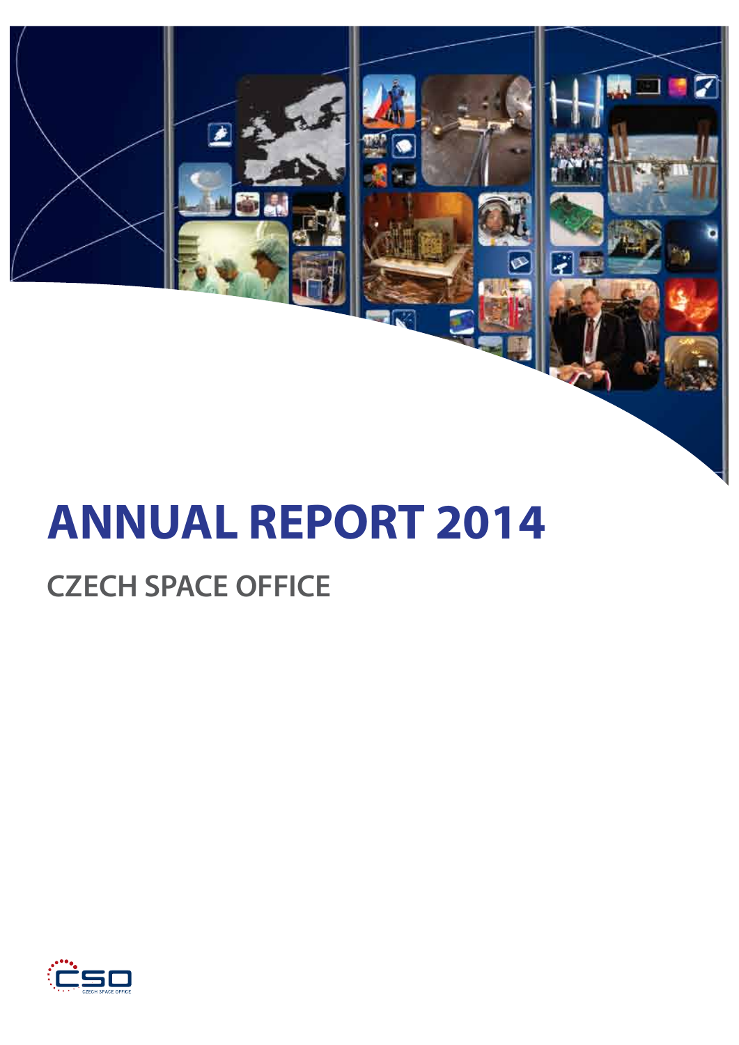# ANNUAL REPORT 2014

## CZECH SPACE OFFICE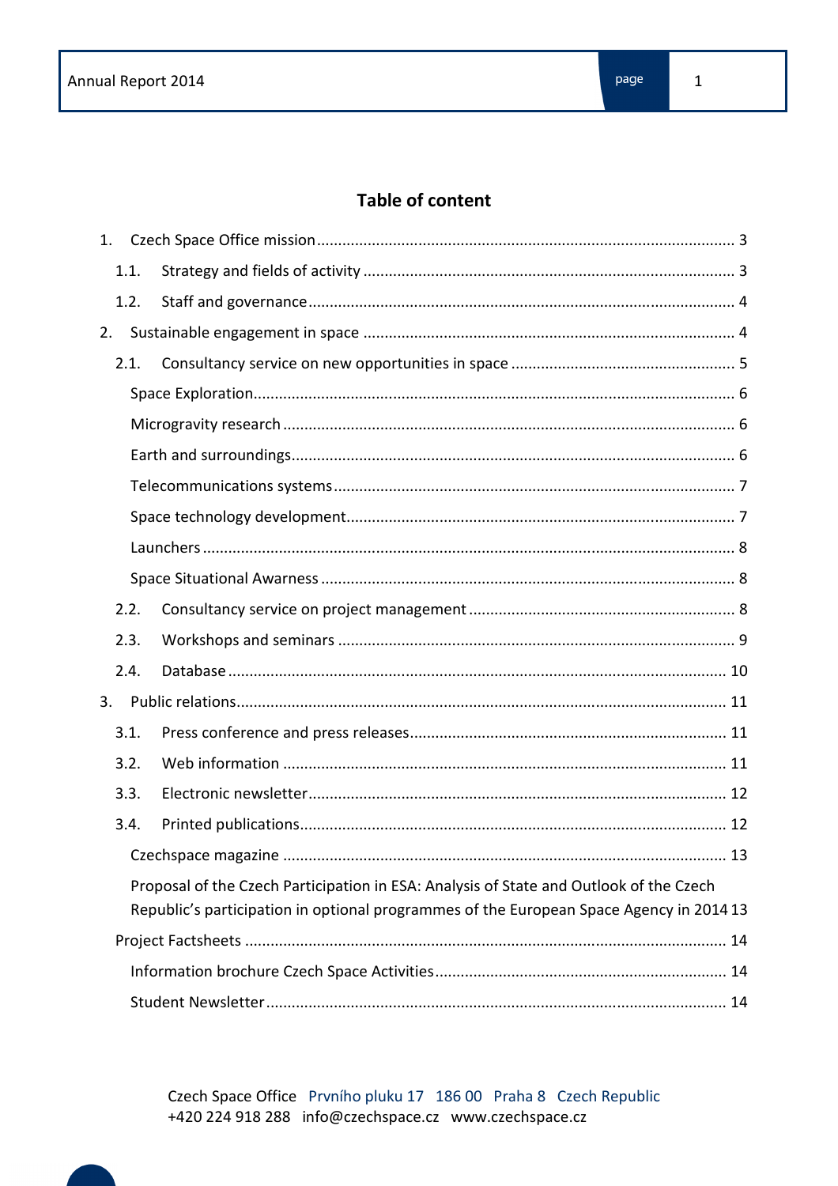## Table of content

1. Czech Space Office mission ... 3
   - 1.1. Strategy and fields of activity ... 3
   - 1.2. Staff and governance ... 4
2. Sustainable engagement in space ... 4
   - 2.1. Consultancy service on new opportunities in space ... 5
     - Space Exploration ... 6
     - Microgravity research ... 6
     - Earth and surroundings ... 6
     - Telecommunications systems ... 7
     - Space technology development ... 7
     - Launchers ... 8
     - Space Situational Awarness ... 8
   - 2.2. Consultancy service on project management ... 8
   - 2.3. Workshops and seminars ... 9
   - 2.4. Database ... 10
3. Public relations ... 11
   - 3.1. Press conference and press releases ... 11
   - 3.2. Web information ... 11
   - 3.3. Electronic newsletter ... 12
   - 3.4. Printed publications ... 12
     - Czechspace magazine ... 13
     - Proposal of the Czech Participation in ESA: Analysis of State and Outlook of the Czech Republic's participation in optional programmes of the European Space Agency in 2014 ... 13
   - Project Factsheets ... 14
     - Information brochure Czech Space Activities ... 14
     - Student Newsletter ... 14

Czech Space Office Prvního pluku 17 186 00 Praha 8 Czech Republic
+420 224 918 288 info@czechspace.cz www.czechspace.cz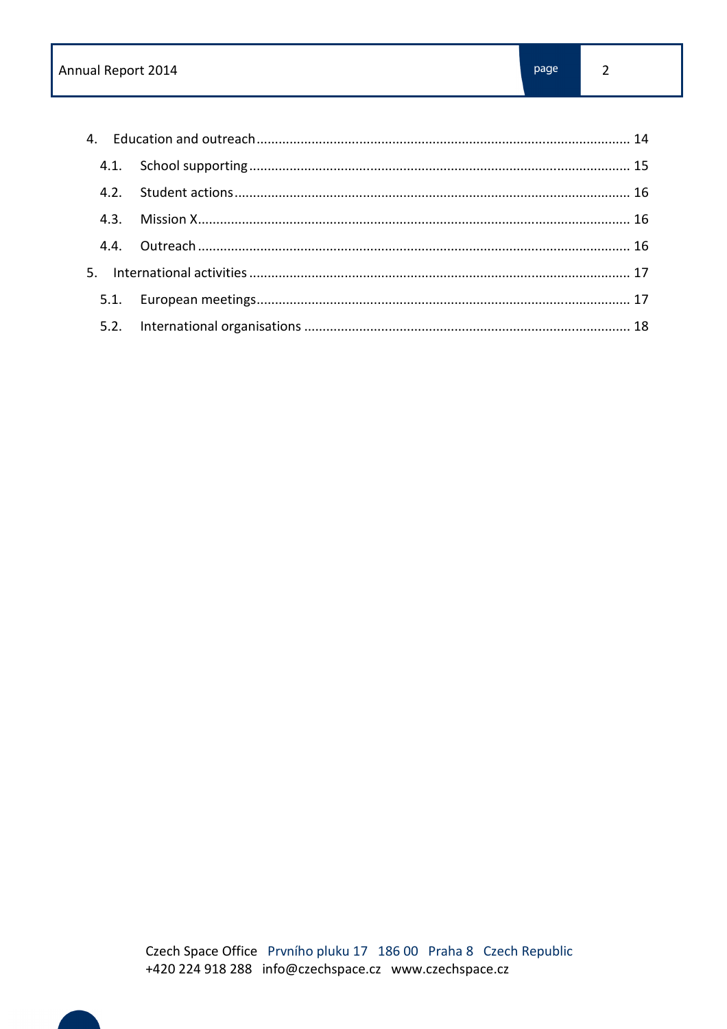4. Education and outreach ........................................................................................ 14

 4.1. School supporting ........................................................................................ 15

 4.2. Student actions ............................................................................................ 16

 4.3. Mission X ..................................................................................................... 16

 4.4. Outreach ...................................................................................................... 16

5. International activities ........................................................................................ 17

 5.1. European meetings ...................................................................................... 17

 5.2. International organisations ......................................................................... 18

Czech Space Office Prvního pluku 17 186 00 Praha 8 Czech Republic
+420 224 918 288 info@czechspace.cz www.czechspace.cz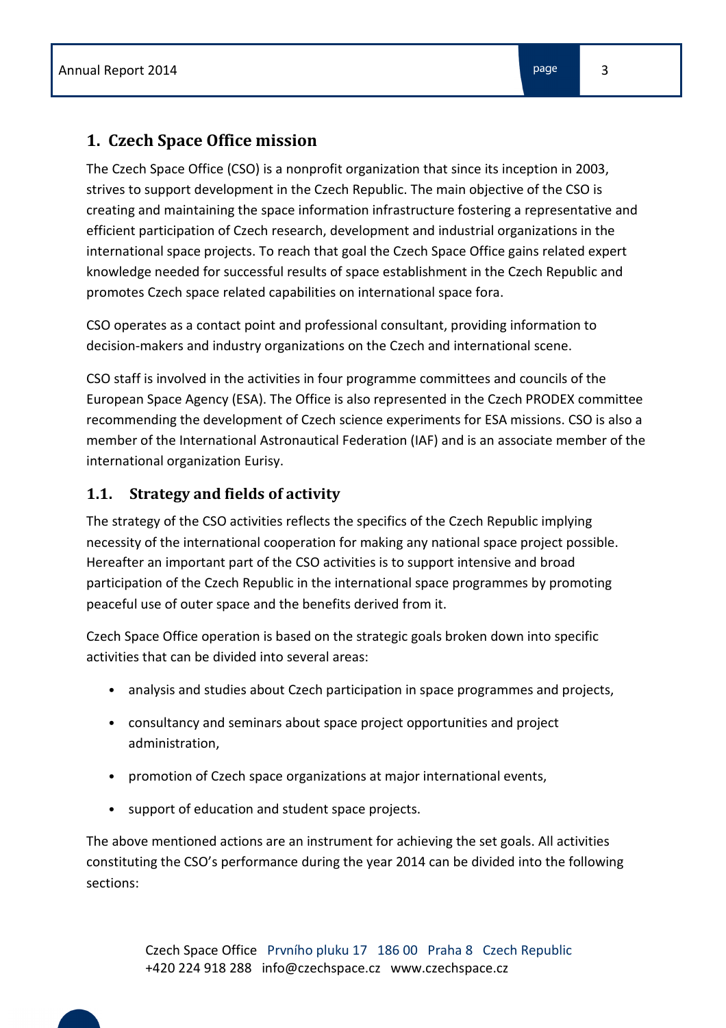# 1. Czech Space Office mission

The Czech Space Office (CSO) is a nonprofit organization that since its inception in 2003, strives to support development in the Czech Republic. The main objective of the CSO is creating and maintaining the space information infrastructure fostering a representative and efficient participation of Czech research, development and industrial organizations in the international space projects. To reach that goal the Czech Space Office gains related expert knowledge needed for successful results of space establishment in the Czech Republic and promotes Czech space related capabilities on international space fora.

CSO operates as a contact point and professional consultant, providing information to decision-makers and industry organizations on the Czech and international scene.

CSO staff is involved in the activities in four programme committees and councils of the European Space Agency (ESA). The Office is also represented in the Czech PRODEX committee recommending the development of Czech science experiments for ESA missions. CSO is also a member of the International Astronautical Federation (IAF) and is an associate member of the international organization Eurisy.

## 1.1. Strategy and fields of activity

The strategy of the CSO activities reflects the specifics of the Czech Republic implying necessity of the international cooperation for making any national space project possible. Hereafter an important part of the CSO activities is to support intensive and broad participation of the Czech Republic in the international space programmes by promoting peaceful use of outer space and the benefits derived from it.

Czech Space Office operation is based on the strategic goals broken down into specific activities that can be divided into several areas:

- analysis and studies about Czech participation in space programmes and projects,
- consultancy and seminars about space project opportunities and project administration,
- promotion of Czech space organizations at major international events,
- support of education and student space projects.

The above mentioned actions are an instrument for achieving the set goals. All activities constituting the CSO's performance during the year 2014 can be divided into the following sections: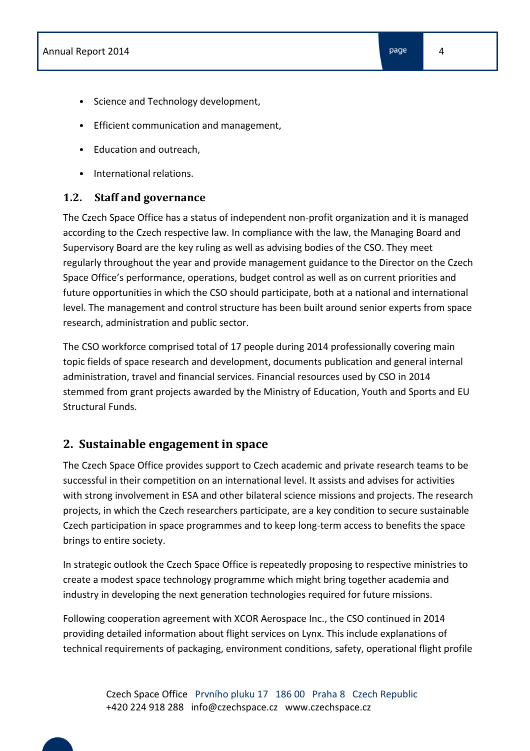- Science and Technology development,
- Efficient communication and management,
- Education and outreach,
- International relations.

### 1.2. Staff and governance

The Czech Space Office has a status of independent non-profit organization and it is managed according to the Czech respective law. In compliance with the law, the Managing Board and Supervisory Board are the key ruling as well as advising bodies of the CSO. They meet regularly throughout the year and provide management guidance to the Director on the Czech Space Office's performance, operations, budget control as well as on current priorities and future opportunities in which the CSO should participate, both at a national and international level. The management and control structure has been built around senior experts from space research, administration and public sector.

The CSO workforce comprised total of 17 people during 2014 professionally covering main topic fields of space research and development, documents publication and general internal administration, travel and financial services. Financial resources used by CSO in 2014 stemmed from grant projects awarded by the Ministry of Education, Youth and Sports and EU Structural Funds.

## 2. Sustainable engagement in space

The Czech Space Office provides support to Czech academic and private research teams to be successful in their competition on an international level. It assists and advises for activities with strong involvement in ESA and other bilateral science missions and projects. The research projects, in which the Czech researchers participate, are a key condition to secure sustainable Czech participation in space programmes and to keep long-term access to benefits the space brings to entire society.

In strategic outlook the Czech Space Office is repeatedly proposing to respective ministries to create a modest space technology programme which might bring together academia and industry in developing the next generation technologies required for future missions.

Following cooperation agreement with XCOR Aerospace Inc., the CSO continued in 2014 providing detailed information about flight services on Lynx. This include explanations of technical requirements of packaging, environment conditions, safety, operational flight profile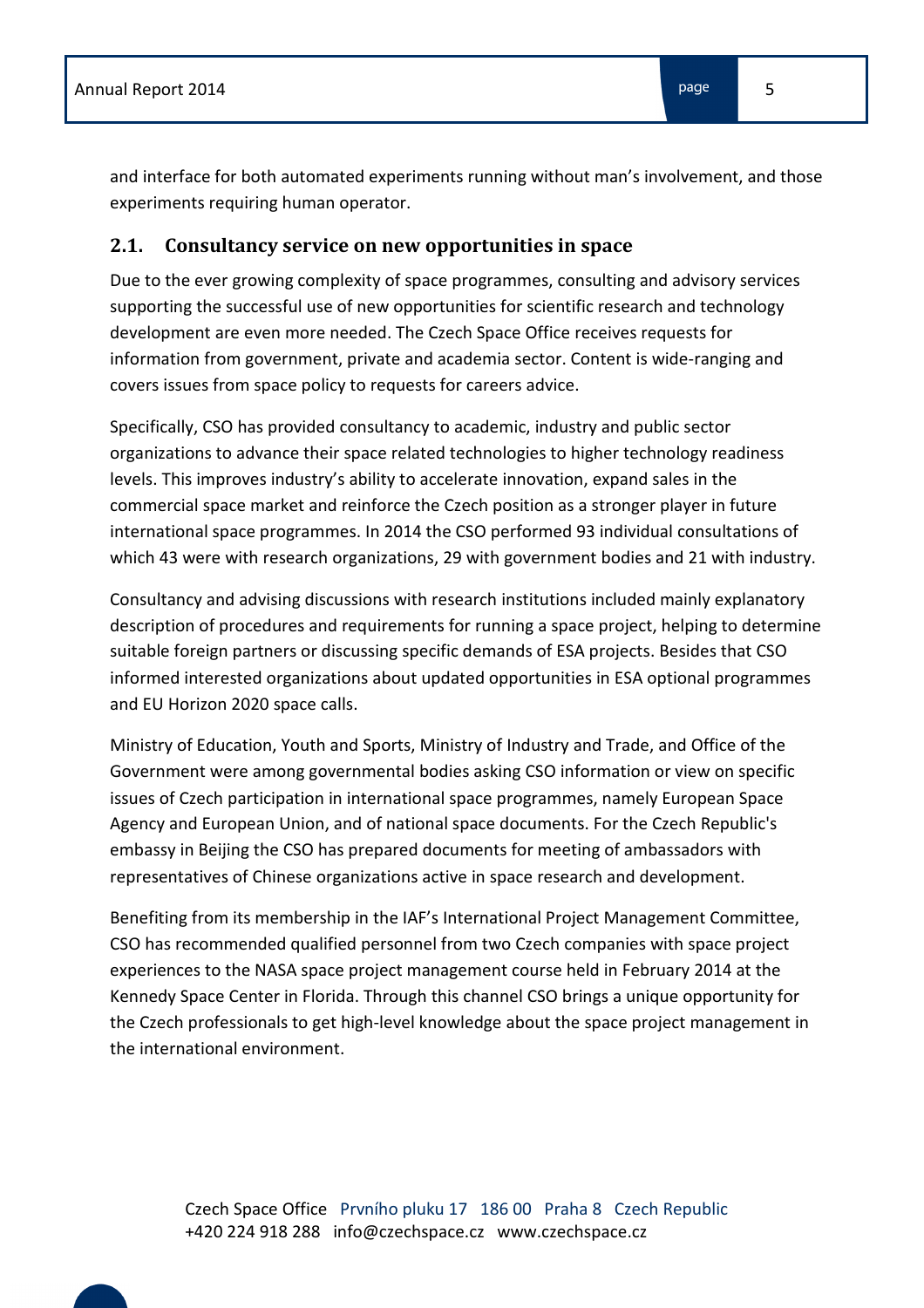and interface for both automated experiments running without man's involvement, and those experiments requiring human operator.

## 2.1. Consultancy service on new opportunities in space

Due to the ever growing complexity of space programmes, consulting and advisory services supporting the successful use of new opportunities for scientific research and technology development are even more needed. The Czech Space Office receives requests for information from government, private and academia sector. Content is wide-ranging and covers issues from space policy to requests for careers advice.

Specifically, CSO has provided consultancy to academic, industry and public sector organizations to advance their space related technologies to higher technology readiness levels. This improves industry's ability to accelerate innovation, expand sales in the commercial space market and reinforce the Czech position as a stronger player in future international space programmes. In 2014 the CSO performed 93 individual consultations of which 43 were with research organizations, 29 with government bodies and 21 with industry.

Consultancy and advising discussions with research institutions included mainly explanatory description of procedures and requirements for running a space project, helping to determine suitable foreign partners or discussing specific demands of ESA projects. Besides that CSO informed interested organizations about updated opportunities in ESA optional programmes and EU Horizon 2020 space calls.

Ministry of Education, Youth and Sports, Ministry of Industry and Trade, and Office of the Government were among governmental bodies asking CSO information or view on specific issues of Czech participation in international space programmes, namely European Space Agency and European Union, and of national space documents. For the Czech Republic's embassy in Beijing the CSO has prepared documents for meeting of ambassadors with representatives of Chinese organizations active in space research and development.

Benefiting from its membership in the IAF's International Project Management Committee, CSO has recommended qualified personnel from two Czech companies with space project experiences to the NASA space project management course held in February 2014 at the Kennedy Space Center in Florida. Through this channel CSO brings a unique opportunity for the Czech professionals to get high-level knowledge about the space project management in the international environment.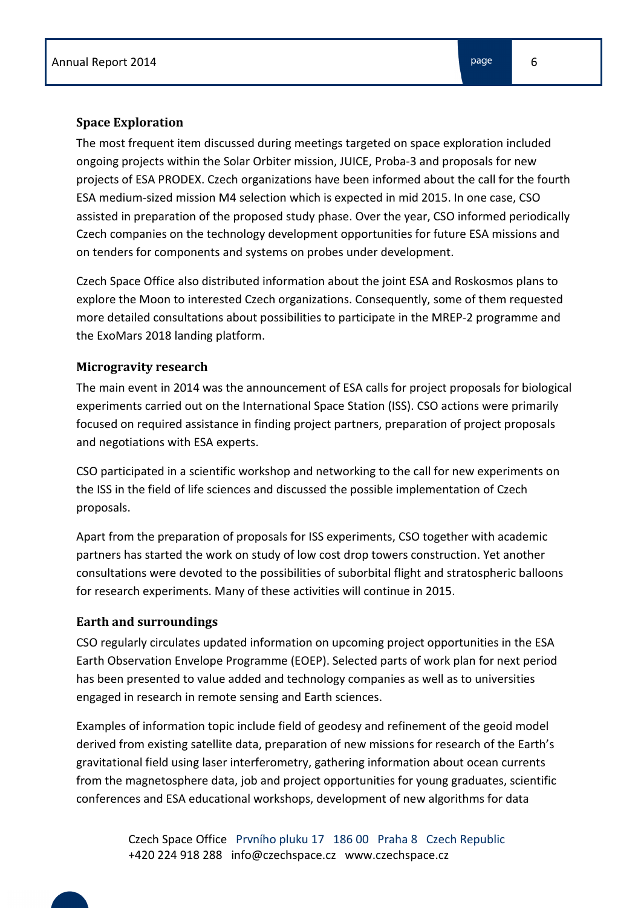### Space Exploration

The most frequent item discussed during meetings targeted on space exploration included ongoing projects within the Solar Orbiter mission, JUICE, Proba-3 and proposals for new projects of ESA PRODEX. Czech organizations have been informed about the call for the fourth ESA medium-sized mission M4 selection which is expected in mid 2015. In one case, CSO assisted in preparation of the proposed study phase. Over the year, CSO informed periodically Czech companies on the technology development opportunities for future ESA missions and on tenders for components and systems on probes under development.

Czech Space Office also distributed information about the joint ESA and Roskosmos plans to explore the Moon to interested Czech organizations. Consequently, some of them requested more detailed consultations about possibilities to participate in the MREP-2 programme and the ExoMars 2018 landing platform.

### Microgravity research

The main event in 2014 was the announcement of ESA calls for project proposals for biological experiments carried out on the International Space Station (ISS). CSO actions were primarily focused on required assistance in finding project partners, preparation of project proposals and negotiations with ESA experts.

CSO participated in a scientific workshop and networking to the call for new experiments on the ISS in the field of life sciences and discussed the possible implementation of Czech proposals.

Apart from the preparation of proposals for ISS experiments, CSO together with academic partners has started the work on study of low cost drop towers construction. Yet another consultations were devoted to the possibilities of suborbital flight and stratospheric balloons for research experiments. Many of these activities will continue in 2015.

### Earth and surroundings

CSO regularly circulates updated information on upcoming project opportunities in the ESA Earth Observation Envelope Programme (EOEP). Selected parts of work plan for next period has been presented to value added and technology companies as well as to universities engaged in research in remote sensing and Earth sciences.

Examples of information topic include field of geodesy and refinement of the geoid model derived from existing satellite data, preparation of new missions for research of the Earth's gravitational field using laser interferometry, gathering information about ocean currents from the magnetosphere data, job and project opportunities for young graduates, scientific conferences and ESA educational workshops, development of new algorithms for data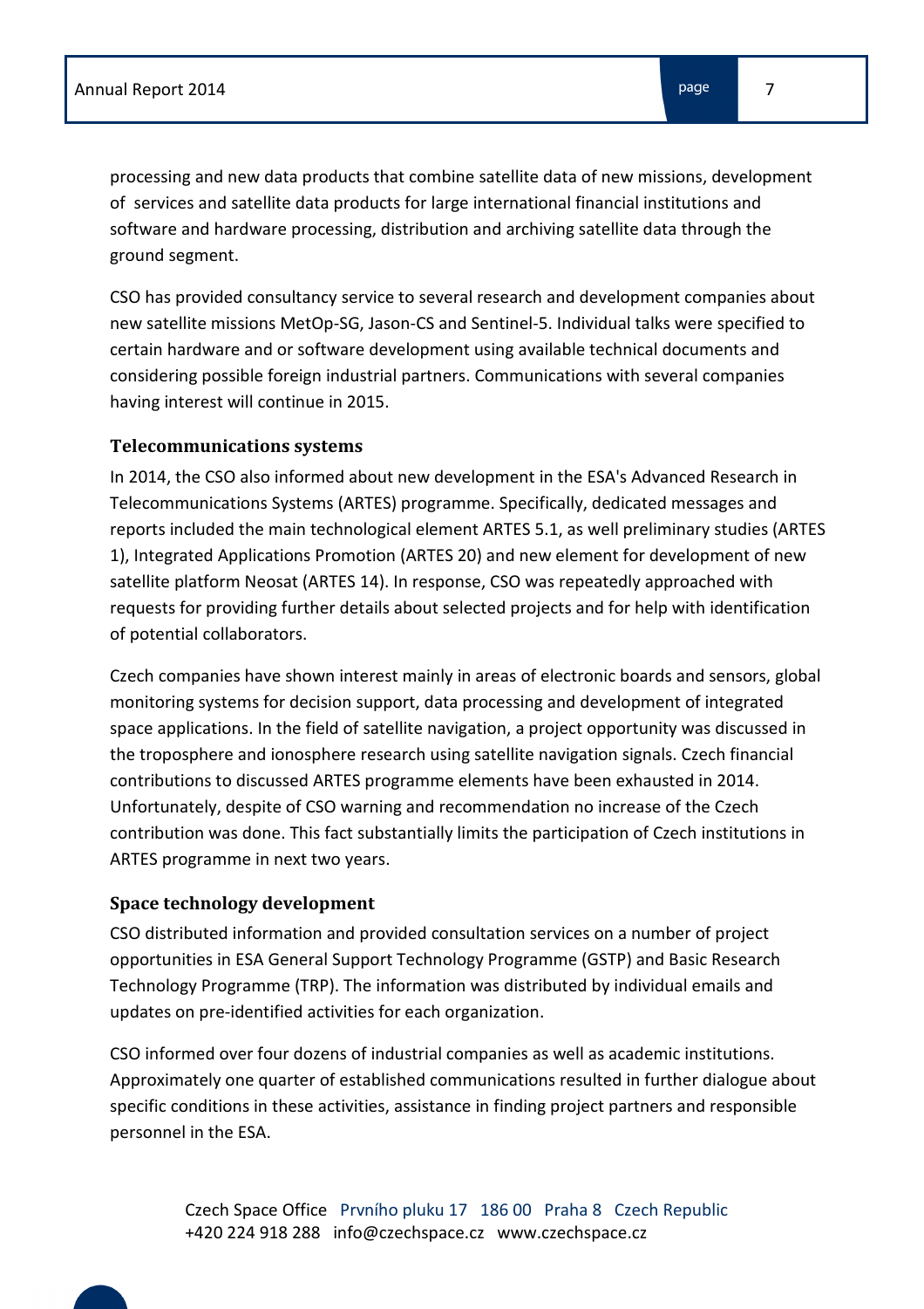processing and new data products that combine satellite data of new missions, development of services and satellite data products for large international financial institutions and software and hardware processing, distribution and archiving satellite data through the ground segment.

CSO has provided consultancy service to several research and development companies about new satellite missions MetOp-SG, Jason-CS and Sentinel-5. Individual talks were specified to certain hardware and or software development using available technical documents and considering possible foreign industrial partners. Communications with several companies having interest will continue in 2015.

### Telecommunications systems

In 2014, the CSO also informed about new development in the ESA's Advanced Research in Telecommunications Systems (ARTES) programme. Specifically, dedicated messages and reports included the main technological element ARTES 5.1, as well preliminary studies (ARTES 1), Integrated Applications Promotion (ARTES 20) and new element for development of new satellite platform Neosat (ARTES 14). In response, CSO was repeatedly approached with requests for providing further details about selected projects and for help with identification of potential collaborators.

Czech companies have shown interest mainly in areas of electronic boards and sensors, global monitoring systems for decision support, data processing and development of integrated space applications. In the field of satellite navigation, a project opportunity was discussed in the troposphere and ionosphere research using satellite navigation signals. Czech financial contributions to discussed ARTES programme elements have been exhausted in 2014. Unfortunately, despite of CSO warning and recommendation no increase of the Czech contribution was done. This fact substantially limits the participation of Czech institutions in ARTES programme in next two years.

### Space technology development

CSO distributed information and provided consultation services on a number of project opportunities in ESA General Support Technology Programme (GSTP) and Basic Research Technology Programme (TRP). The information was distributed by individual emails and updates on pre-identified activities for each organization.

CSO informed over four dozens of industrial companies as well as academic institutions. Approximately one quarter of established communications resulted in further dialogue about specific conditions in these activities, assistance in finding project partners and responsible personnel in the ESA.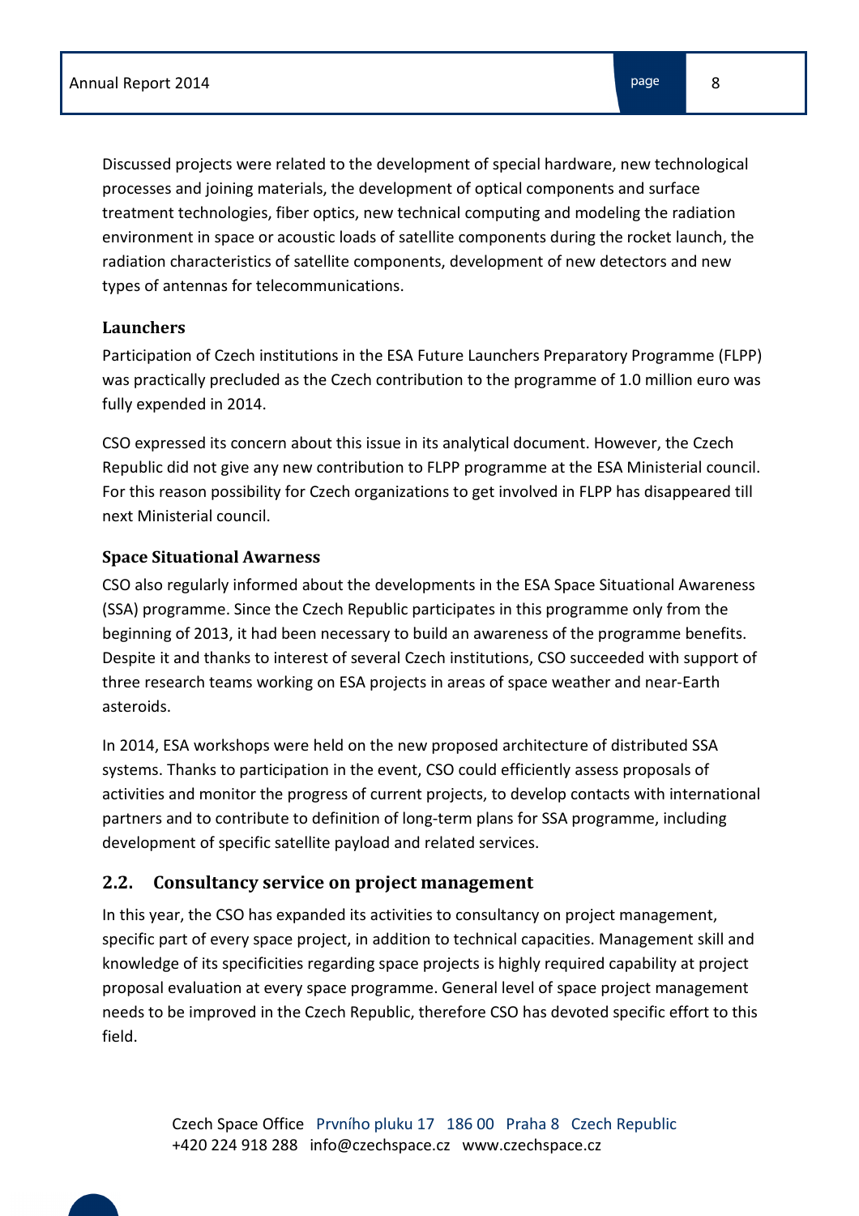Discussed projects were related to the development of special hardware, new technological processes and joining materials, the development of optical components and surface treatment technologies, fiber optics, new technical computing and modeling the radiation environment in space or acoustic loads of satellite components during the rocket launch, the radiation characteristics of satellite components, development of new detectors and new types of antennas for telecommunications.

### Launchers

Participation of Czech institutions in the ESA Future Launchers Preparatory Programme (FLPP) was practically precluded as the Czech contribution to the programme of 1.0 million euro was fully expended in 2014.

CSO expressed its concern about this issue in its analytical document. However, the Czech Republic did not give any new contribution to FLPP programme at the ESA Ministerial council. For this reason possibility for Czech organizations to get involved in FLPP has disappeared till next Ministerial council.

### Space Situational Awarness

CSO also regularly informed about the developments in the ESA Space Situational Awareness (SSA) programme. Since the Czech Republic participates in this programme only from the beginning of 2013, it had been necessary to build an awareness of the programme benefits. Despite it and thanks to interest of several Czech institutions, CSO succeeded with support of three research teams working on ESA projects in areas of space weather and near-Earth asteroids.

In 2014, ESA workshops were held on the new proposed architecture of distributed SSA systems. Thanks to participation in the event, CSO could efficiently assess proposals of activities and monitor the progress of current projects, to develop contacts with international partners and to contribute to definition of long-term plans for SSA programme, including development of specific satellite payload and related services.

## 2.2. Consultancy service on project management

In this year, the CSO has expanded its activities to consultancy on project management, specific part of every space project, in addition to technical capacities. Management skill and knowledge of its specificities regarding space projects is highly required capability at project proposal evaluation at every space programme. General level of space project management needs to be improved in the Czech Republic, therefore CSO has devoted specific effort to this field.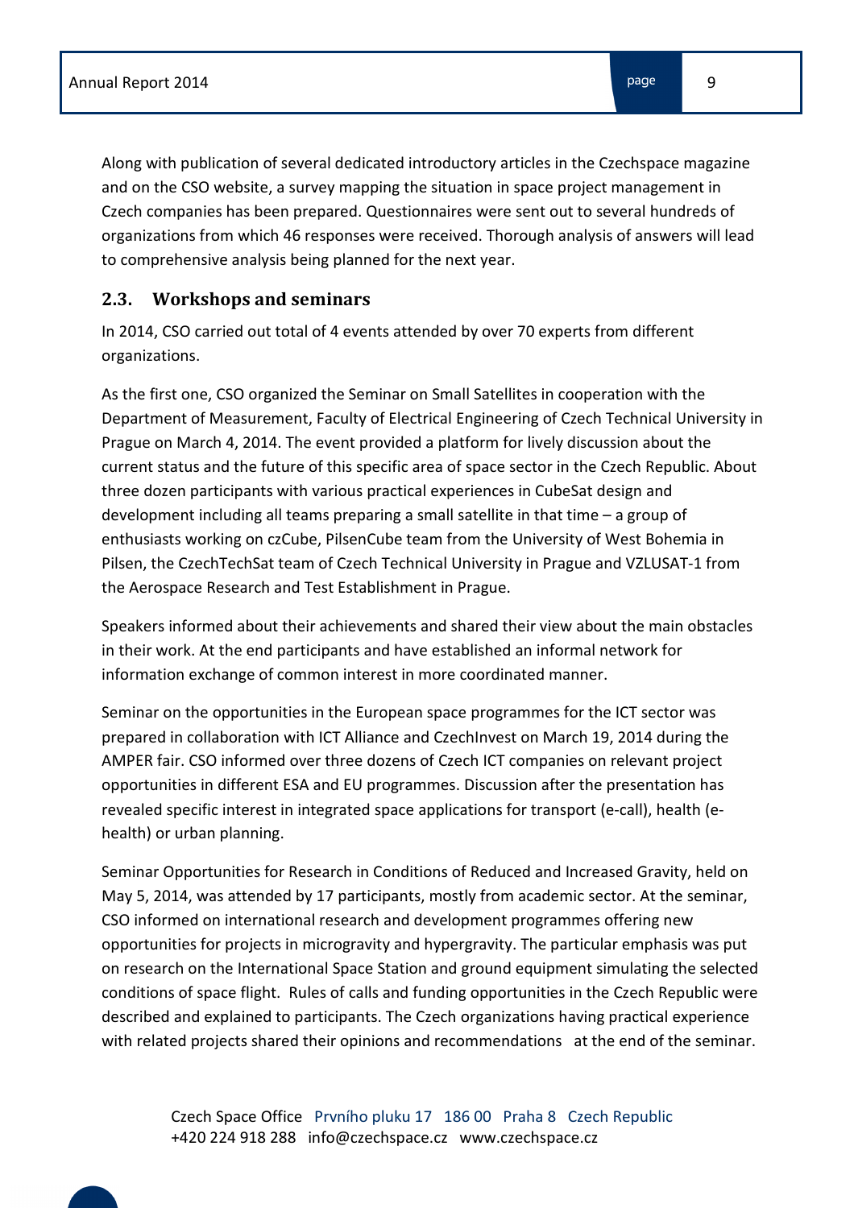Along with publication of several dedicated introductory articles in the Czechspace magazine and on the CSO website, a survey mapping the situation in space project management in Czech companies has been prepared. Questionnaires were sent out to several hundreds of organizations from which 46 responses were received. Thorough analysis of answers will lead to comprehensive analysis being planned for the next year.

## 2.3. Workshops and seminars

In 2014, CSO carried out total of 4 events attended by over 70 experts from different organizations.

As the first one, CSO organized the Seminar on Small Satellites in cooperation with the Department of Measurement, Faculty of Electrical Engineering of Czech Technical University in Prague on March 4, 2014. The event provided a platform for lively discussion about the current status and the future of this specific area of space sector in the Czech Republic. About three dozen participants with various practical experiences in CubeSat design and development including all teams preparing a small satellite in that time – a group of enthusiasts working on czCube, PilsenCube team from the University of West Bohemia in Pilsen, the CzechTechSat team of Czech Technical University in Prague and VZLUSAT-1 from the Aerospace Research and Test Establishment in Prague.

Speakers informed about their achievements and shared their view about the main obstacles in their work. At the end participants and have established an informal network for information exchange of common interest in more coordinated manner.

Seminar on the opportunities in the European space programmes for the ICT sector was prepared in collaboration with ICT Alliance and CzechInvest on March 19, 2014 during the AMPER fair. CSO informed over three dozens of Czech ICT companies on relevant project opportunities in different ESA and EU programmes. Discussion after the presentation has revealed specific interest in integrated space applications for transport (e-call), health (e-health) or urban planning.

Seminar Opportunities for Research in Conditions of Reduced and Increased Gravity, held on May 5, 2014, was attended by 17 participants, mostly from academic sector. At the seminar, CSO informed on international research and development programmes offering new opportunities for projects in microgravity and hypergravity. The particular emphasis was put on research on the International Space Station and ground equipment simulating the selected conditions of space flight. Rules of calls and funding opportunities in the Czech Republic were described and explained to participants. The Czech organizations having practical experience with related projects shared their opinions and recommendations at the end of the seminar.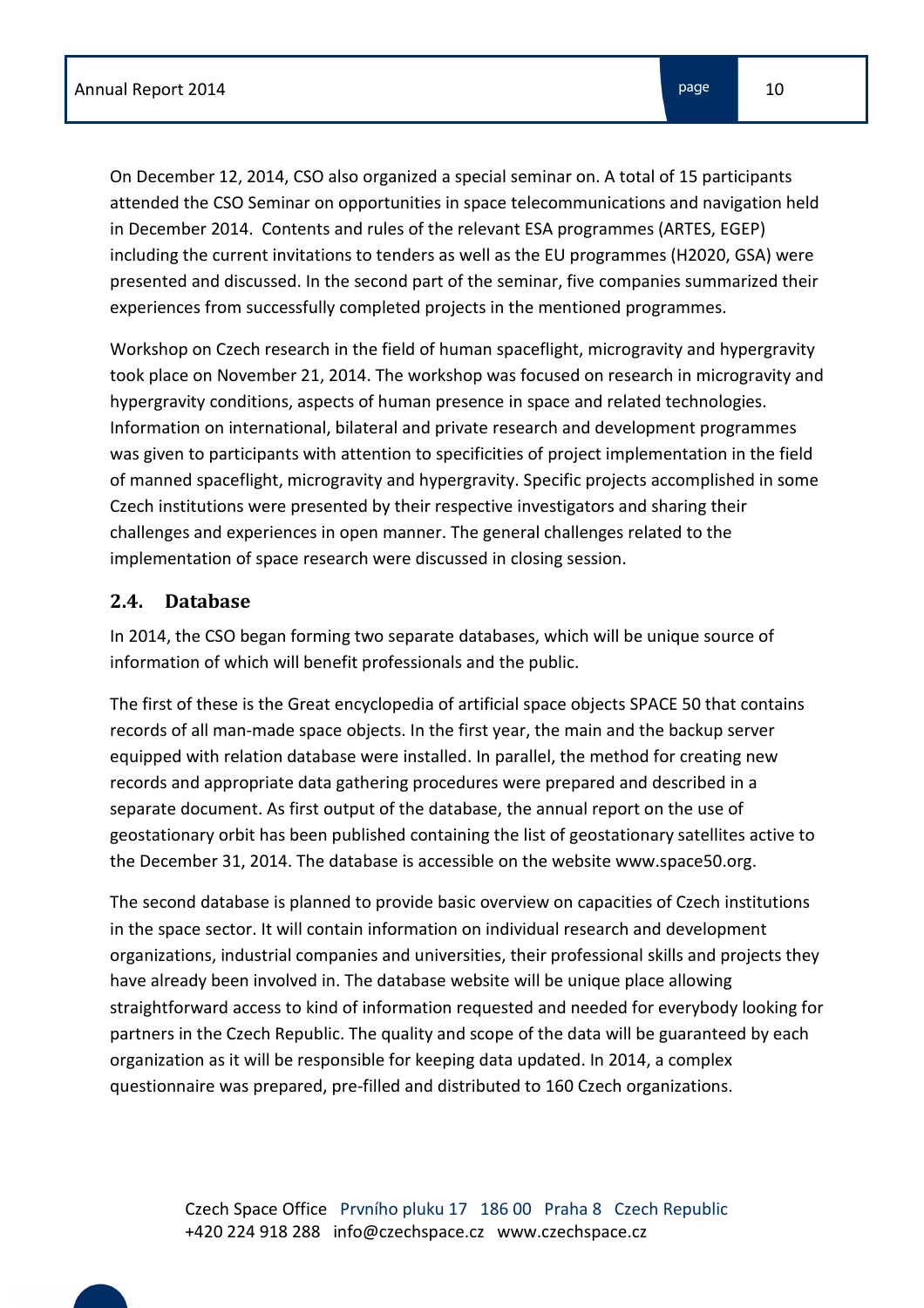On December 12, 2014, CSO also organized a special seminar on. A total of 15 participants attended the CSO Seminar on opportunities in space telecommunications and navigation held in December 2014. Contents and rules of the relevant ESA programmes (ARTES, EGEP) including the current invitations to tenders as well as the EU programmes (H2020, GSA) were presented and discussed. In the second part of the seminar, five companies summarized their experiences from successfully completed projects in the mentioned programmes.

Workshop on Czech research in the field of human spaceflight, microgravity and hypergravity took place on November 21, 2014. The workshop was focused on research in microgravity and hypergravity conditions, aspects of human presence in space and related technologies. Information on international, bilateral and private research and development programmes was given to participants with attention to specificities of project implementation in the field of manned spaceflight, microgravity and hypergravity. Specific projects accomplished in some Czech institutions were presented by their respective investigators and sharing their challenges and experiences in open manner. The general challenges related to the implementation of space research were discussed in closing session.

## 2.4. Database

In 2014, the CSO began forming two separate databases, which will be unique source of information of which will benefit professionals and the public.

The first of these is the Great encyclopedia of artificial space objects SPACE 50 that contains records of all man-made space objects. In the first year, the main and the backup server equipped with relation database were installed. In parallel, the method for creating new records and appropriate data gathering procedures were prepared and described in a separate document. As first output of the database, the annual report on the use of geostationary orbit has been published containing the list of geostationary satellites active to the December 31, 2014. The database is accessible on the website www.space50.org.

The second database is planned to provide basic overview on capacities of Czech institutions in the space sector. It will contain information on individual research and development organizations, industrial companies and universities, their professional skills and projects they have already been involved in. The database website will be unique place allowing straightforward access to kind of information requested and needed for everybody looking for partners in the Czech Republic. The quality and scope of the data will be guaranteed by each organization as it will be responsible for keeping data updated. In 2014, a complex questionnaire was prepared, pre-filled and distributed to 160 Czech organizations.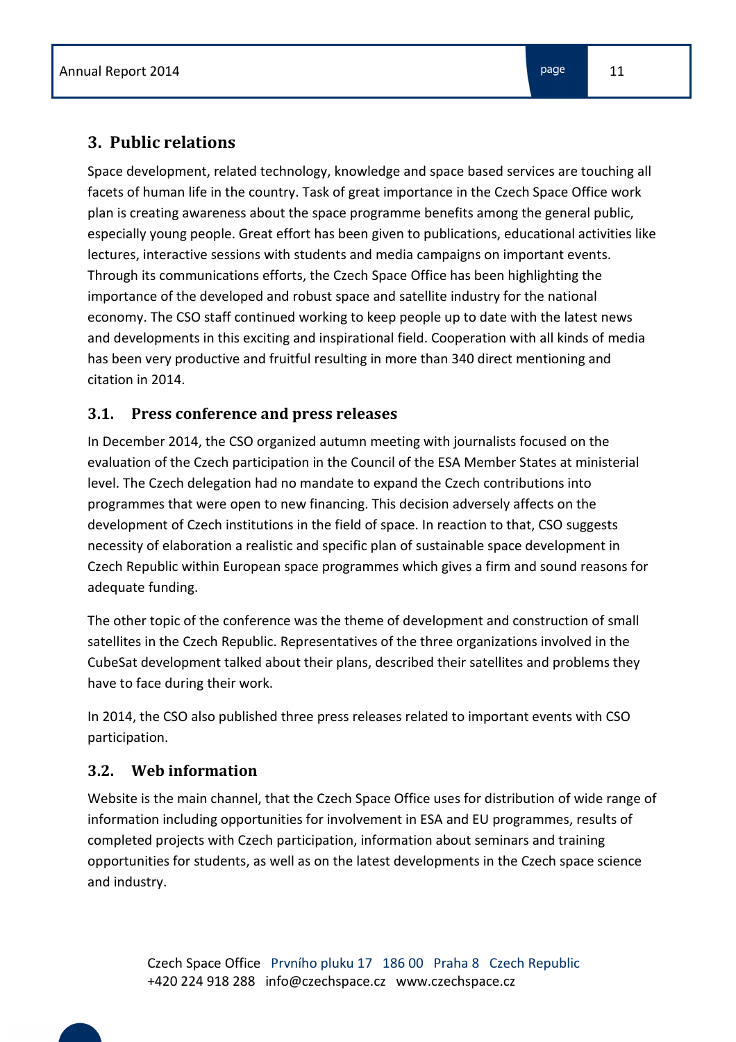## 3. Public relations

Space development, related technology, knowledge and space based services are touching all facets of human life in the country. Task of great importance in the Czech Space Office work plan is creating awareness about the space programme benefits among the general public, especially young people. Great effort has been given to publications, educational activities like lectures, interactive sessions with students and media campaigns on important events. Through its communications efforts, the Czech Space Office has been highlighting the importance of the developed and robust space and satellite industry for the national economy. The CSO staff continued working to keep people up to date with the latest news and developments in this exciting and inspirational field. Cooperation with all kinds of media has been very productive and fruitful resulting in more than 340 direct mentioning and citation in 2014.

### 3.1. Press conference and press releases

In December 2014, the CSO organized autumn meeting with journalists focused on the evaluation of the Czech participation in the Council of the ESA Member States at ministerial level. The Czech delegation had no mandate to expand the Czech contributions into programmes that were open to new financing. This decision adversely affects on the development of Czech institutions in the field of space. In reaction to that, CSO suggests necessity of elaboration a realistic and specific plan of sustainable space development in Czech Republic within European space programmes which gives a firm and sound reasons for adequate funding.

The other topic of the conference was the theme of development and construction of small satellites in the Czech Republic. Representatives of the three organizations involved in the CubeSat development talked about their plans, described their satellites and problems they have to face during their work.

In 2014, the CSO also published three press releases related to important events with CSO participation.

### 3.2. Web information

Website is the main channel, that the Czech Space Office uses for distribution of wide range of information including opportunities for involvement in ESA and EU programmes, results of completed projects with Czech participation, information about seminars and training opportunities for students, as well as on the latest developments in the Czech space science and industry.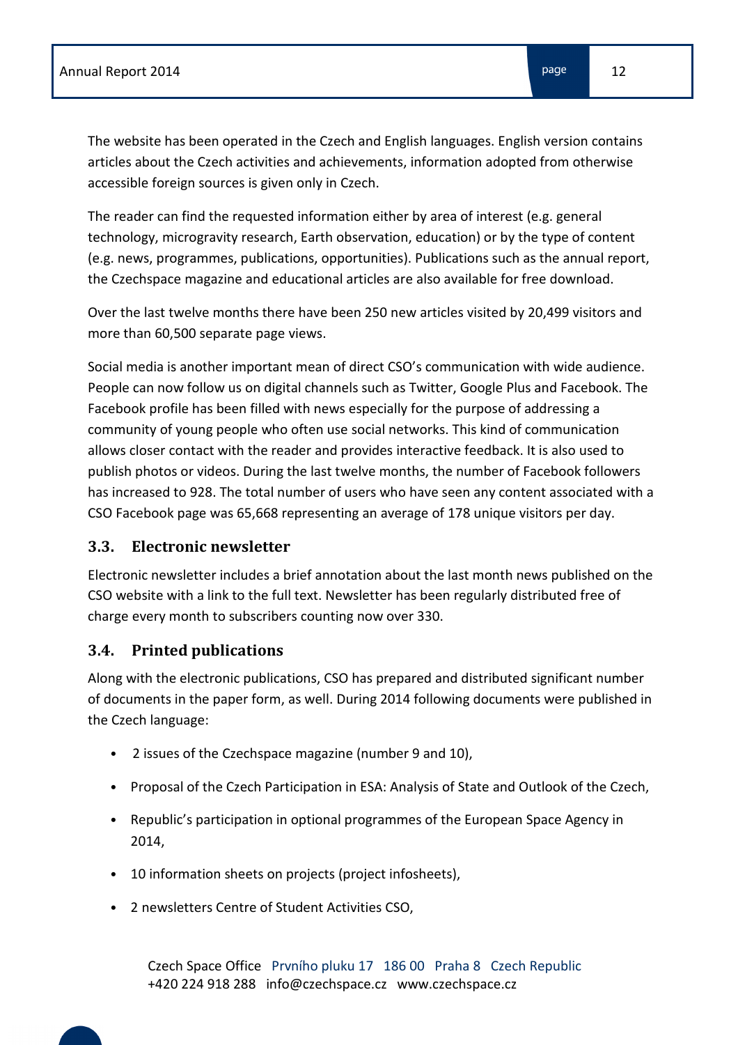The website has been operated in the Czech and English languages. English version contains articles about the Czech activities and achievements, information adopted from otherwise accessible foreign sources is given only in Czech.

The reader can find the requested information either by area of interest (e.g. general technology, microgravity research, Earth observation, education) or by the type of content (e.g. news, programmes, publications, opportunities). Publications such as the annual report, the Czechspace magazine and educational articles are also available for free download.

Over the last twelve months there have been 250 new articles visited by 20,499 visitors and more than 60,500 separate page views.

Social media is another important mean of direct CSO's communication with wide audience. People can now follow us on digital channels such as Twitter, Google Plus and Facebook. The Facebook profile has been filled with news especially for the purpose of addressing a community of young people who often use social networks. This kind of communication allows closer contact with the reader and provides interactive feedback. It is also used to publish photos or videos. During the last twelve months, the number of Facebook followers has increased to 928. The total number of users who have seen any content associated with a CSO Facebook page was 65,668 representing an average of 178 unique visitors per day.

### 3.3. Electronic newsletter

Electronic newsletter includes a brief annotation about the last month news published on the CSO website with a link to the full text. Newsletter has been regularly distributed free of charge every month to subscribers counting now over 330.

### 3.4. Printed publications

Along with the electronic publications, CSO has prepared and distributed significant number of documents in the paper form, as well. During 2014 following documents were published in the Czech language:

- 2 issues of the Czechspace magazine (number 9 and 10),
- Proposal of the Czech Participation in ESA: Analysis of State and Outlook of the Czech,
- Republic's participation in optional programmes of the European Space Agency in 2014,
- 10 information sheets on projects (project infosheets),
- 2 newsletters Centre of Student Activities CSO,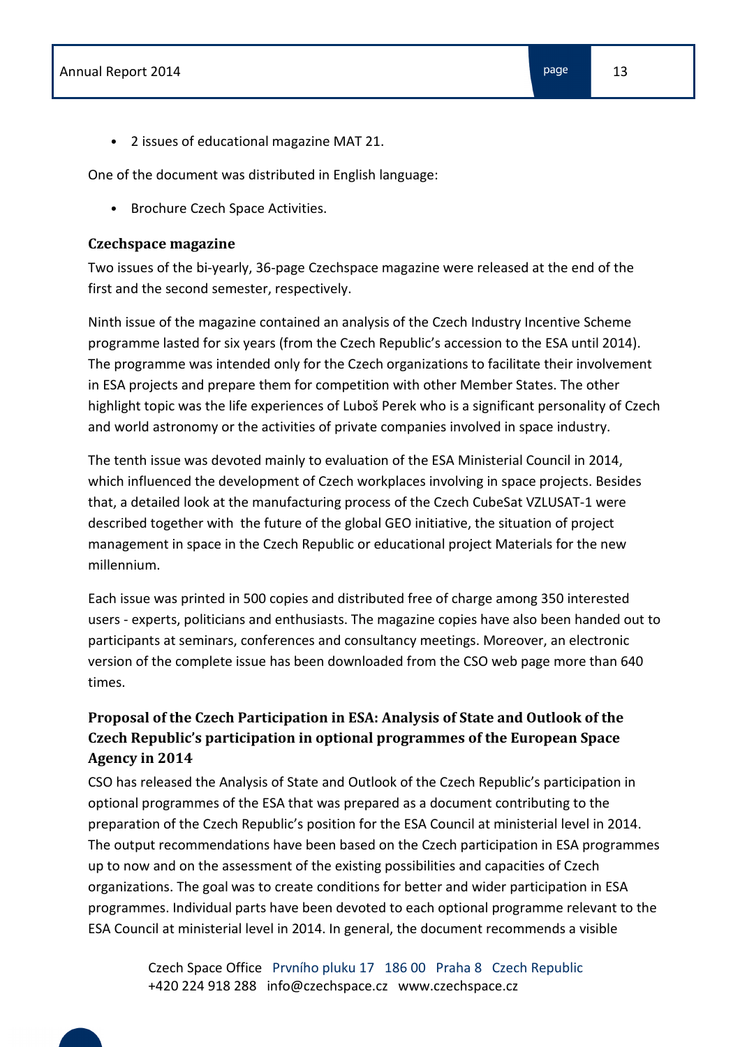- 2 issues of educational magazine MAT 21.

One of the document was distributed in English language:

- Brochure Czech Space Activities.

### Czechspace magazine

Two issues of the bi-yearly, 36-page Czechspace magazine were released at the end of the first and the second semester, respectively.

Ninth issue of the magazine contained an analysis of the Czech Industry Incentive Scheme programme lasted for six years (from the Czech Republic's accession to the ESA until 2014). The programme was intended only for the Czech organizations to facilitate their involvement in ESA projects and prepare them for competition with other Member States. The other highlight topic was the life experiences of Luboš Perek who is a significant personality of Czech and world astronomy or the activities of private companies involved in space industry.

The tenth issue was devoted mainly to evaluation of the ESA Ministerial Council in 2014, which influenced the development of Czech workplaces involving in space projects. Besides that, a detailed look at the manufacturing process of the Czech CubeSat VZLUSAT-1 were described together with the future of the global GEO initiative, the situation of project management in space in the Czech Republic or educational project Materials for the new millennium.

Each issue was printed in 500 copies and distributed free of charge among 350 interested users - experts, politicians and enthusiasts. The magazine copies have also been handed out to participants at seminars, conferences and consultancy meetings. Moreover, an electronic version of the complete issue has been downloaded from the CSO web page more than 640 times.

### Proposal of the Czech Participation in ESA: Analysis of State and Outlook of the Czech Republic's participation in optional programmes of the European Space Agency in 2014

CSO has released the Analysis of State and Outlook of the Czech Republic's participation in optional programmes of the ESA that was prepared as a document contributing to the preparation of the Czech Republic's position for the ESA Council at ministerial level in 2014. The output recommendations have been based on the Czech participation in ESA programmes up to now and on the assessment of the existing possibilities and capacities of Czech organizations. The goal was to create conditions for better and wider participation in ESA programmes. Individual parts have been devoted to each optional programme relevant to the ESA Council at ministerial level in 2014. In general, the document recommends a visible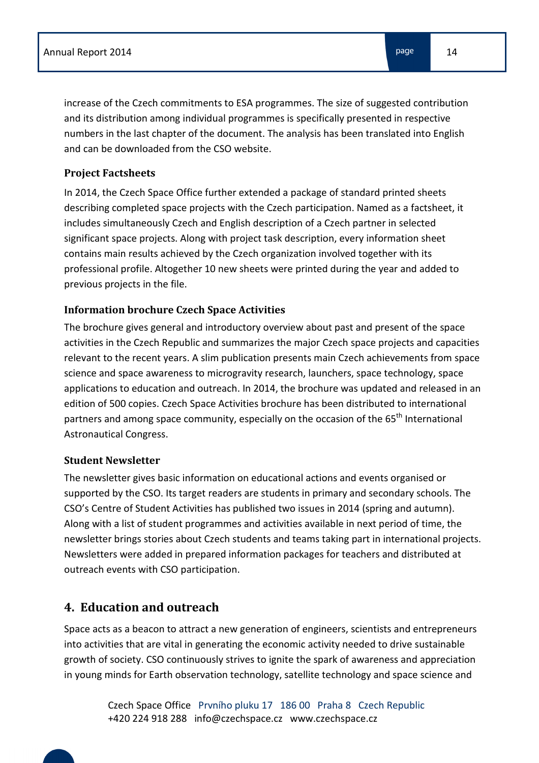increase of the Czech commitments to ESA programmes. The size of suggested contribution and its distribution among individual programmes is specifically presented in respective numbers in the last chapter of the document. The analysis has been translated into English and can be downloaded from the CSO website.

### Project Factsheets

In 2014, the Czech Space Office further extended a package of standard printed sheets describing completed space projects with the Czech participation. Named as a factsheet, it includes simultaneously Czech and English description of a Czech partner in selected significant space projects. Along with project task description, every information sheet contains main results achieved by the Czech organization involved together with its professional profile. Altogether 10 new sheets were printed during the year and added to previous projects in the file.

### Information brochure Czech Space Activities

The brochure gives general and introductory overview about past and present of the space activities in the Czech Republic and summarizes the major Czech space projects and capacities relevant to the recent years. A slim publication presents main Czech achievements from space science and space awareness to microgravity research, launchers, space technology, space applications to education and outreach. In 2014, the brochure was updated and released in an edition of 500 copies. Czech Space Activities brochure has been distributed to international partners and among space community, especially on the occasion of the 65th International Astronautical Congress.

### Student Newsletter

The newsletter gives basic information on educational actions and events organised or supported by the CSO. Its target readers are students in primary and secondary schools. The CSO's Centre of Student Activities has published two issues in 2014 (spring and autumn). Along with a list of student programmes and activities available in next period of time, the newsletter brings stories about Czech students and teams taking part in international projects. Newsletters were added in prepared information packages for teachers and distributed at outreach events with CSO participation.

## 4. Education and outreach

Space acts as a beacon to attract a new generation of engineers, scientists and entrepreneurs into activities that are vital in generating the economic activity needed to drive sustainable growth of society. CSO continuously strives to ignite the spark of awareness and appreciation in young minds for Earth observation technology, satellite technology and space science and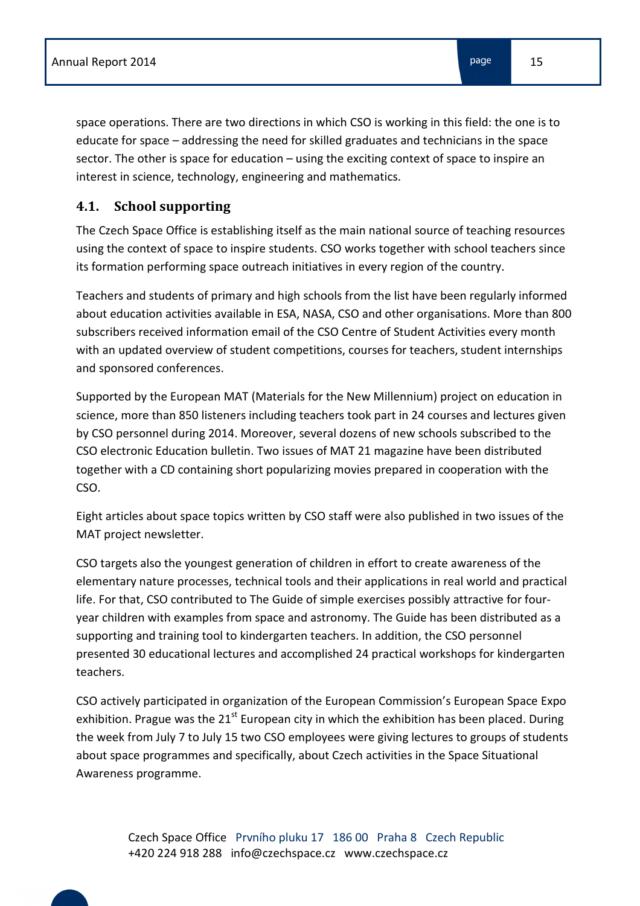space operations. There are two directions in which CSO is working in this field: the one is to educate for space – addressing the need for skilled graduates and technicians in the space sector. The other is space for education – using the exciting context of space to inspire an interest in science, technology, engineering and mathematics.

## 4.1. School supporting

The Czech Space Office is establishing itself as the main national source of teaching resources using the context of space to inspire students. CSO works together with school teachers since its formation performing space outreach initiatives in every region of the country.

Teachers and students of primary and high schools from the list have been regularly informed about education activities available in ESA, NASA, CSO and other organisations. More than 800 subscribers received information email of the CSO Centre of Student Activities every month with an updated overview of student competitions, courses for teachers, student internships and sponsored conferences.

Supported by the European MAT (Materials for the New Millennium) project on education in science, more than 850 listeners including teachers took part in 24 courses and lectures given by CSO personnel during 2014. Moreover, several dozens of new schools subscribed to the CSO electronic Education bulletin. Two issues of MAT 21 magazine have been distributed together with a CD containing short popularizing movies prepared in cooperation with the CSO.

Eight articles about space topics written by CSO staff were also published in two issues of the MAT project newsletter.

CSO targets also the youngest generation of children in effort to create awareness of the elementary nature processes, technical tools and their applications in real world and practical life. For that, CSO contributed to The Guide of simple exercises possibly attractive for four-year children with examples from space and astronomy. The Guide has been distributed as a supporting and training tool to kindergarten teachers. In addition, the CSO personnel presented 30 educational lectures and accomplished 24 practical workshops for kindergarten teachers.

CSO actively participated in organization of the European Commission's European Space Expo exhibition. Prague was the 21st European city in which the exhibition has been placed. During the week from July 7 to July 15 two CSO employees were giving lectures to groups of students about space programmes and specifically, about Czech activities in the Space Situational Awareness programme.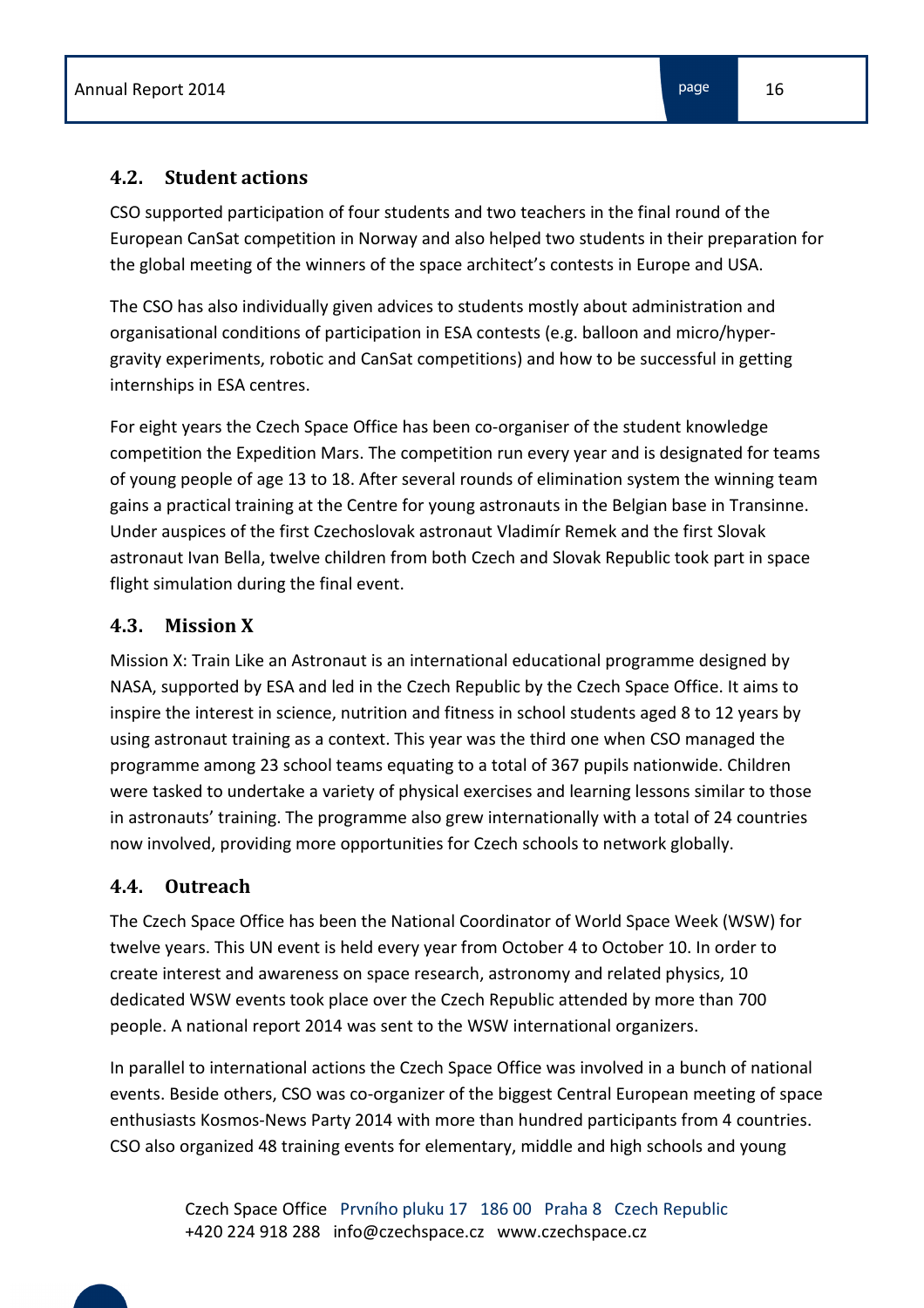## 4.2. Student actions

CSO supported participation of four students and two teachers in the final round of the European CanSat competition in Norway and also helped two students in their preparation for the global meeting of the winners of the space architect's contests in Europe and USA.

The CSO has also individually given advices to students mostly about administration and organisational conditions of participation in ESA contests (e.g. balloon and micro/hyper-gravity experiments, robotic and CanSat competitions) and how to be successful in getting internships in ESA centres.

For eight years the Czech Space Office has been co-organiser of the student knowledge competition the Expedition Mars. The competition run every year and is designated for teams of young people of age 13 to 18. After several rounds of elimination system the winning team gains a practical training at the Centre for young astronauts in the Belgian base in Transinne. Under auspices of the first Czechoslovak astronaut Vladimír Remek and the first Slovak astronaut Ivan Bella, twelve children from both Czech and Slovak Republic took part in space flight simulation during the final event.

## 4.3. Mission X

Mission X: Train Like an Astronaut is an international educational programme designed by NASA, supported by ESA and led in the Czech Republic by the Czech Space Office. It aims to inspire the interest in science, nutrition and fitness in school students aged 8 to 12 years by using astronaut training as a context. This year was the third one when CSO managed the programme among 23 school teams equating to a total of 367 pupils nationwide. Children were tasked to undertake a variety of physical exercises and learning lessons similar to those in astronauts' training. The programme also grew internationally with a total of 24 countries now involved, providing more opportunities for Czech schools to network globally.

## 4.4. Outreach

The Czech Space Office has been the National Coordinator of World Space Week (WSW) for twelve years. This UN event is held every year from October 4 to October 10. In order to create interest and awareness on space research, astronomy and related physics, 10 dedicated WSW events took place over the Czech Republic attended by more than 700 people. A national report 2014 was sent to the WSW international organizers.

In parallel to international actions the Czech Space Office was involved in a bunch of national events. Beside others, CSO was co-organizer of the biggest Central European meeting of space enthusiasts Kosmos-News Party 2014 with more than hundred participants from 4 countries. CSO also organized 48 training events for elementary, middle and high schools and young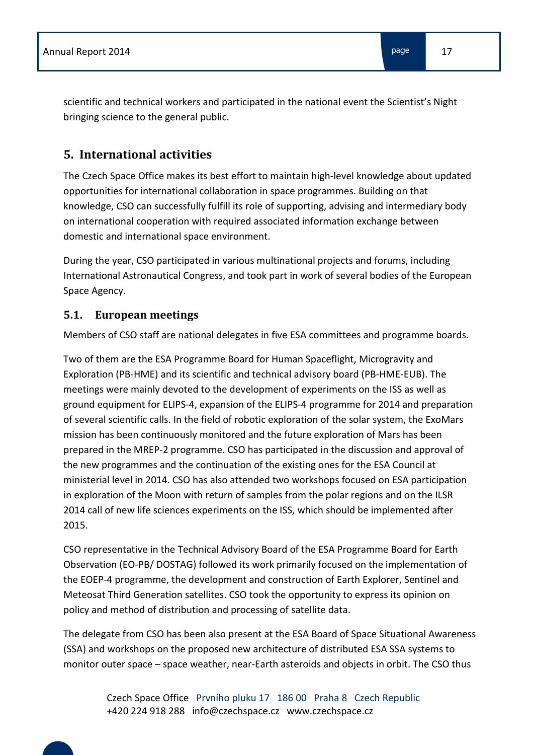scientific and technical workers and participated in the national event the Scientist's Night bringing science to the general public.

## 5. International activities

The Czech Space Office makes its best effort to maintain high-level knowledge about updated opportunities for international collaboration in space programmes. Building on that knowledge, CSO can successfully fulfill its role of supporting, advising and intermediary body on international cooperation with required associated information exchange between domestic and international space environment.

During the year, CSO participated in various multinational projects and forums, including International Astronautical Congress, and took part in work of several bodies of the European Space Agency.

### 5.1. European meetings

Members of CSO staff are national delegates in five ESA committees and programme boards.

Two of them are the ESA Programme Board for Human Spaceflight, Microgravity and Exploration (PB-HME) and its scientific and technical advisory board (PB-HME-EUB). The meetings were mainly devoted to the development of experiments on the ISS as well as ground equipment for ELIPS-4, expansion of the ELIPS-4 programme for 2014 and preparation of several scientific calls. In the field of robotic exploration of the solar system, the ExoMars mission has been continuously monitored and the future exploration of Mars has been prepared in the MREP-2 programme. CSO has participated in the discussion and approval of the new programmes and the continuation of the existing ones for the ESA Council at ministerial level in 2014. CSO has also attended two workshops focused on ESA participation in exploration of the Moon with return of samples from the polar regions and on the ILSR 2014 call of new life sciences experiments on the ISS, which should be implemented after 2015.

CSO representative in the Technical Advisory Board of the ESA Programme Board for Earth Observation (EO-PB/ DOSTAG) followed its work primarily focused on the implementation of the EOEP-4 programme, the development and construction of Earth Explorer, Sentinel and Meteosat Third Generation satellites. CSO took the opportunity to express its opinion on policy and method of distribution and processing of satellite data.

The delegate from CSO has been also present at the ESA Board of Space Situational Awareness (SSA) and workshops on the proposed new architecture of distributed ESA SSA systems to monitor outer space – space weather, near-Earth asteroids and objects in orbit. The CSO thus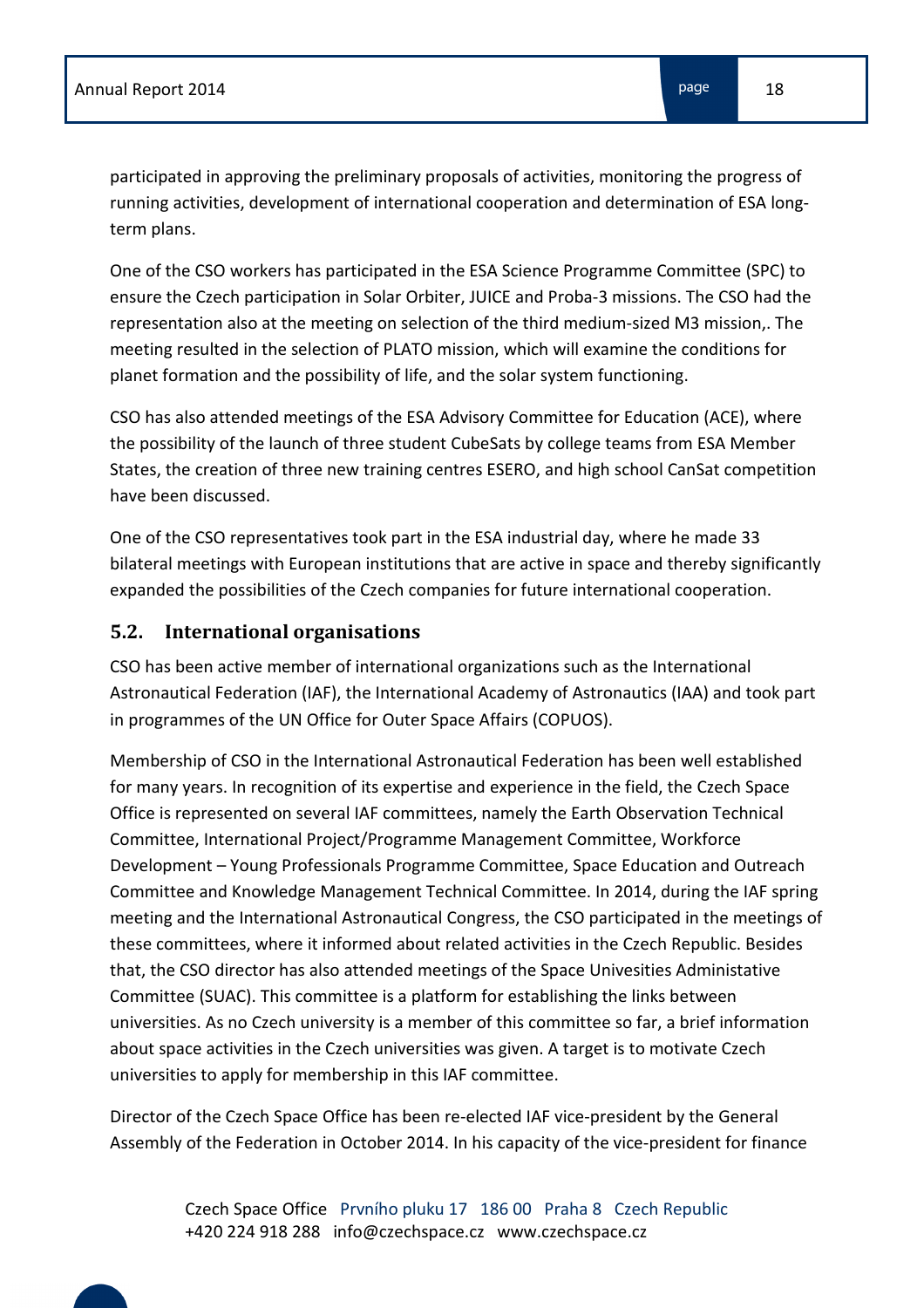participated in approving the preliminary proposals of activities, monitoring the progress of running activities, development of international cooperation and determination of ESA long-term plans.

One of the CSO workers has participated in the ESA Science Programme Committee (SPC) to ensure the Czech participation in Solar Orbiter, JUICE and Proba-3 missions. The CSO had the representation also at the meeting on selection of the third medium-sized M3 mission,. The meeting resulted in the selection of PLATO mission, which will examine the conditions for planet formation and the possibility of life, and the solar system functioning.

CSO has also attended meetings of the ESA Advisory Committee for Education (ACE), where the possibility of the launch of three student CubeSats by college teams from ESA Member States, the creation of three new training centres ESERO, and high school CanSat competition have been discussed.

One of the CSO representatives took part in the ESA industrial day, where he made 33 bilateral meetings with European institutions that are active in space and thereby significantly expanded the possibilities of the Czech companies for future international cooperation.

## 5.2. International organisations

CSO has been active member of international organizations such as the International Astronautical Federation (IAF), the International Academy of Astronautics (IAA) and took part in programmes of the UN Office for Outer Space Affairs (COPUOS).

Membership of CSO in the International Astronautical Federation has been well established for many years. In recognition of its expertise and experience in the field, the Czech Space Office is represented on several IAF committees, namely the Earth Observation Technical Committee, International Project/Programme Management Committee, Workforce Development – Young Professionals Programme Committee, Space Education and Outreach Committee and Knowledge Management Technical Committee. In 2014, during the IAF spring meeting and the International Astronautical Congress, the CSO participated in the meetings of these committees, where it informed about related activities in the Czech Republic. Besides that, the CSO director has also attended meetings of the Space Univesities Administative Committee (SUAC). This committee is a platform for establishing the links between universities. As no Czech university is a member of this committee so far, a brief information about space activities in the Czech universities was given. A target is to motivate Czech universities to apply for membership in this IAF committee.

Director of the Czech Space Office has been re-elected IAF vice-president by the General Assembly of the Federation in October 2014. In his capacity of the vice-president for finance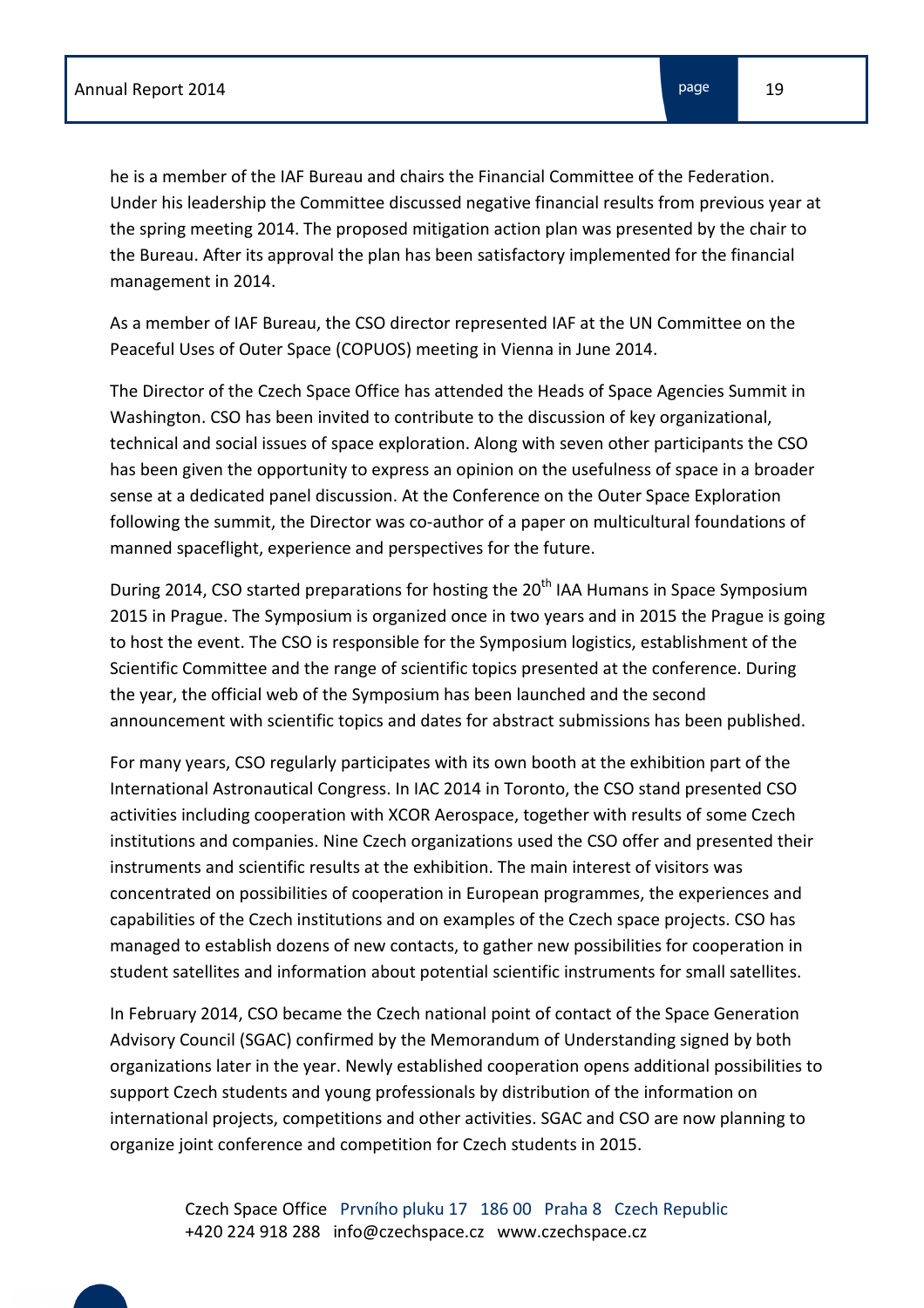he is a member of the IAF Bureau and chairs the Financial Committee of the Federation. Under his leadership the Committee discussed negative financial results from previous year at the spring meeting 2014. The proposed mitigation action plan was presented by the chair to the Bureau. After its approval the plan has been satisfactory implemented for the financial management in 2014.

As a member of IAF Bureau, the CSO director represented IAF at the UN Committee on the Peaceful Uses of Outer Space (COPUOS) meeting in Vienna in June 2014.

The Director of the Czech Space Office has attended the Heads of Space Agencies Summit in Washington. CSO has been invited to contribute to the discussion of key organizational, technical and social issues of space exploration. Along with seven other participants the CSO has been given the opportunity to express an opinion on the usefulness of space in a broader sense at a dedicated panel discussion. At the Conference on the Outer Space Exploration following the summit, the Director was co-author of a paper on multicultural foundations of manned spaceflight, experience and perspectives for the future.

During 2014, CSO started preparations for hosting the 20th IAA Humans in Space Symposium 2015 in Prague. The Symposium is organized once in two years and in 2015 the Prague is going to host the event. The CSO is responsible for the Symposium logistics, establishment of the Scientific Committee and the range of scientific topics presented at the conference. During the year, the official web of the Symposium has been launched and the second announcement with scientific topics and dates for abstract submissions has been published.

For many years, CSO regularly participates with its own booth at the exhibition part of the International Astronautical Congress. In IAC 2014 in Toronto, the CSO stand presented CSO activities including cooperation with XCOR Aerospace, together with results of some Czech institutions and companies. Nine Czech organizations used the CSO offer and presented their instruments and scientific results at the exhibition. The main interest of visitors was concentrated on possibilities of cooperation in European programmes, the experiences and capabilities of the Czech institutions and on examples of the Czech space projects. CSO has managed to establish dozens of new contacts, to gather new possibilities for cooperation in student satellites and information about potential scientific instruments for small satellites.

In February 2014, CSO became the Czech national point of contact of the Space Generation Advisory Council (SGAC) confirmed by the Memorandum of Understanding signed by both organizations later in the year. Newly established cooperation opens additional possibilities to support Czech students and young professionals by distribution of the information on international projects, competitions and other activities. SGAC and CSO are now planning to organize joint conference and competition for Czech students in 2015.